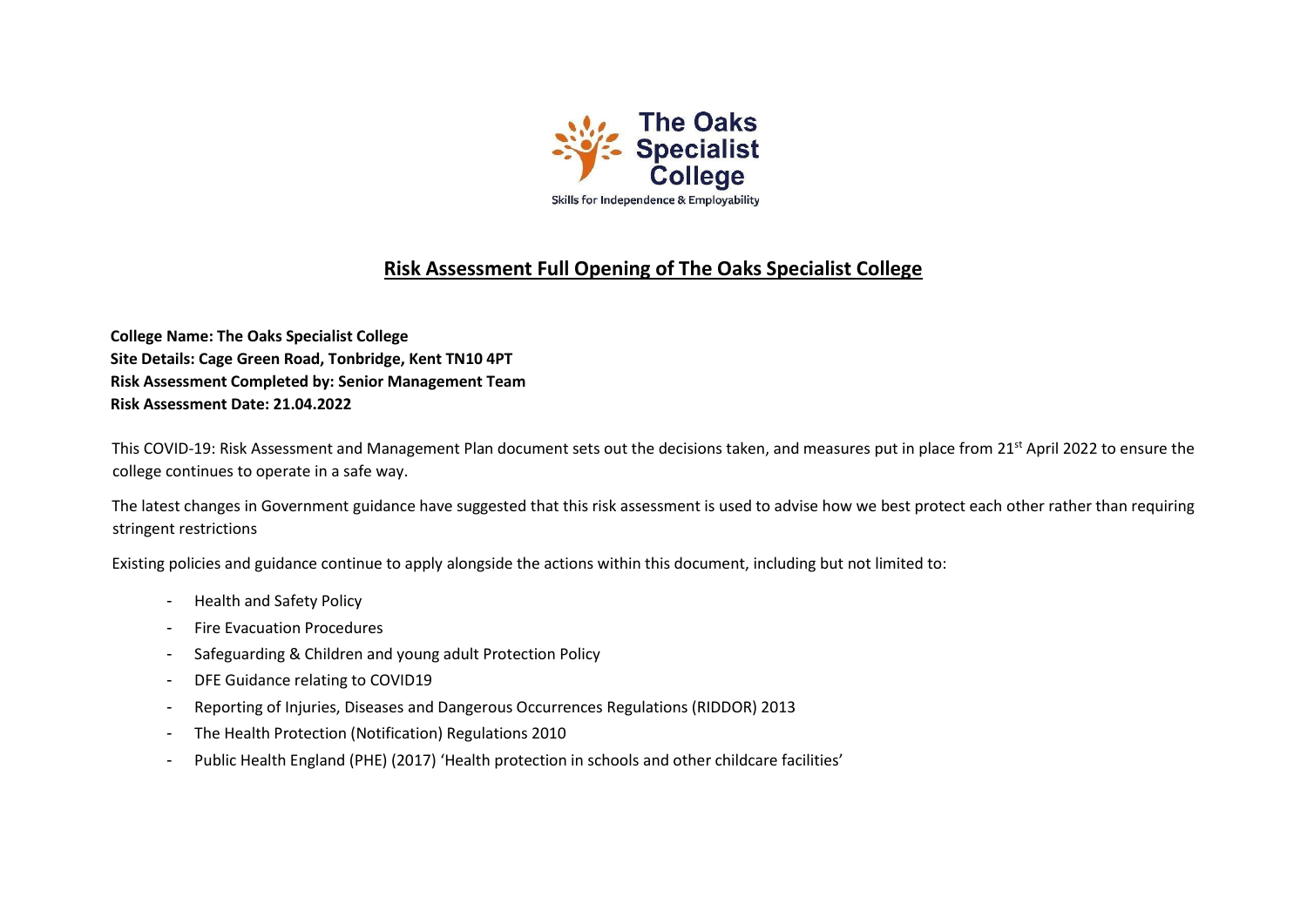The Oaks Specialist College

Skills for Independence & Employability

# Risk Assessment Full Opening of The Oaks Specialist College

**College Name: The Oaks Specialist College**
**Site Details: Cage Green Road, Tonbridge, Kent TN10 4PT**
**Risk Assessment Completed by: Senior Management Team**
**Risk Assessment Date: 21.04.2022**

This COVID-19: Risk Assessment and Management Plan document sets out the decisions taken, and measures put in place from 21st April 2022 to ensure the college continues to operate in a safe way.

The latest changes in Government guidance have suggested that this risk assessment is used to advise how we best protect each other rather than requiring stringent restrictions

Existing policies and guidance continue to apply alongside the actions within this document, including but not limited to:

- Health and Safety Policy
- Fire Evacuation Procedures
- Safeguarding & Children and young adult Protection Policy
- DFE Guidance relating to COVID19
- Reporting of Injuries, Diseases and Dangerous Occurrences Regulations (RIDDOR) 2013
- The Health Protection (Notification) Regulations 2010
- Public Health England (PHE) (2017) 'Health protection in schools and other childcare facilities'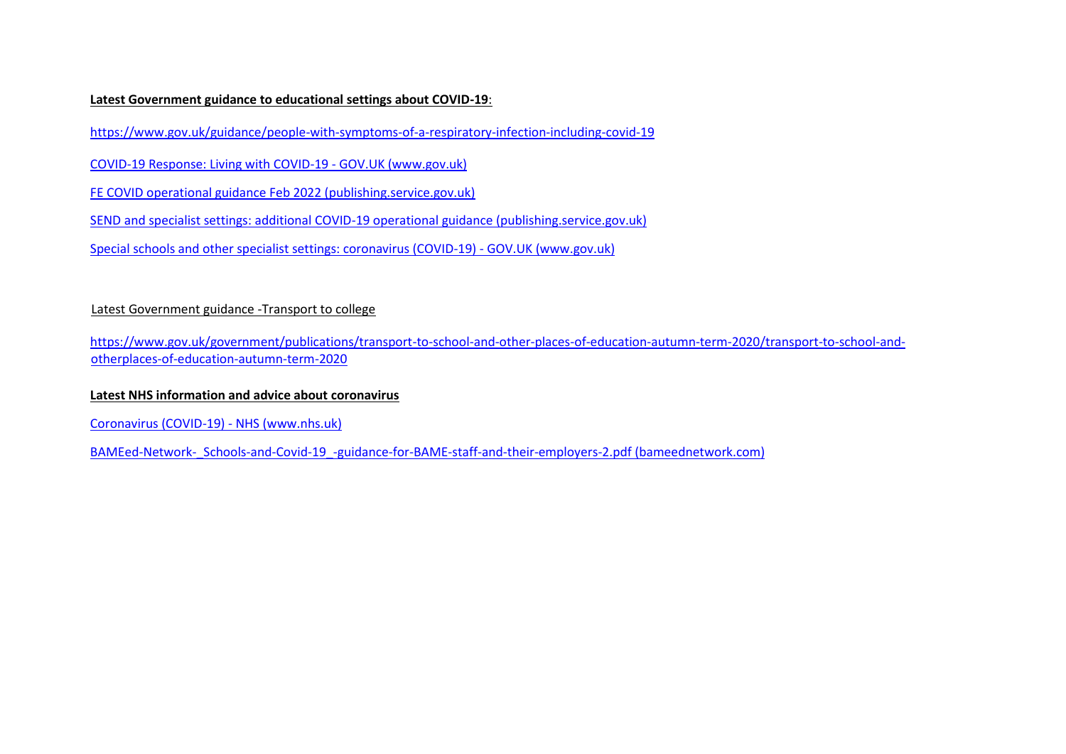**Latest Government guidance to educational settings about COVID-19**:

https://www.gov.uk/guidance/people-with-symptoms-of-a-respiratory-infection-including-covid-19

COVID-19 Response: Living with COVID-19 - GOV.UK (www.gov.uk)

FE COVID operational guidance Feb 2022 (publishing.service.gov.uk)

SEND and specialist settings: additional COVID-19 operational guidance (publishing.service.gov.uk)

Special schools and other specialist settings: coronavirus (COVID-19) - GOV.UK (www.gov.uk)

Latest Government guidance -Transport to college

https://www.gov.uk/government/publications/transport-to-school-and-other-places-of-education-autumn-term-2020/transport-to-school-and-otherplaces-of-education-autumn-term-2020

**Latest NHS information and advice about coronavirus**

Coronavirus (COVID-19) - NHS (www.nhs.uk)

BAMEed-Network-_Schools-and-Covid-19_-guidance-for-BAME-staff-and-their-employers-2.pdf (bameednetwork.com)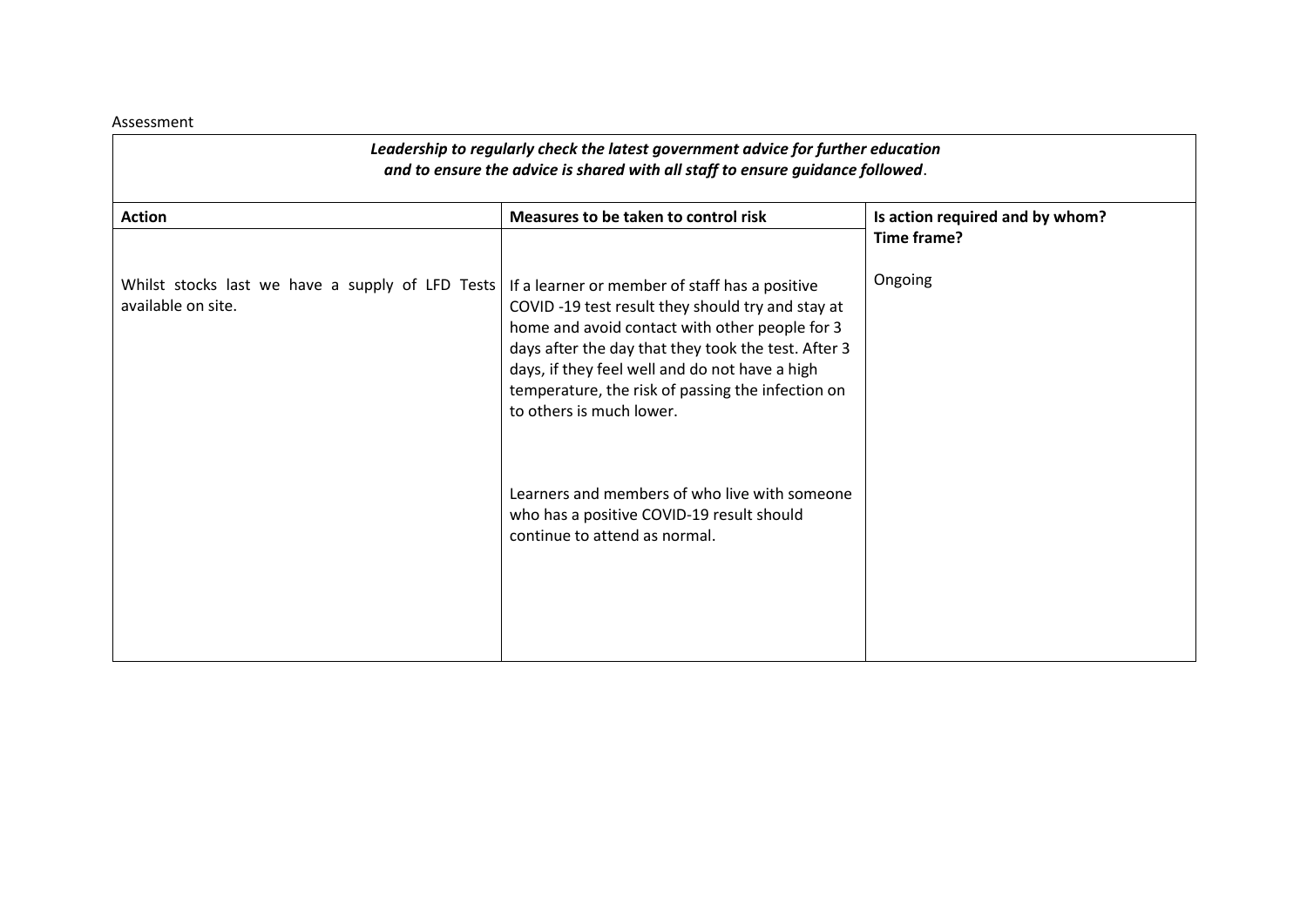Assessment

| *Leadership to regularly check the latest government advice for further education and to ensure the advice is shared with all staff to ensure guidance followed*. | | |
|---|---|---|
| **Action** | **Measures to be taken to control risk** | **Is action required and by whom? Time frame?** |
| Whilst stocks last we have a supply of LFD Tests available on site. | If a learner or member of staff has a positive COVID -19 test result they should try and stay at home and avoid contact with other people for 3 days after the day that they took the test. After 3 days, if they feel well and do not have a high temperature, the risk of passing the infection on to others is much lower.<br><br>Learners and members of who live with someone who has a positive COVID-19 result should continue to attend as normal. | Ongoing |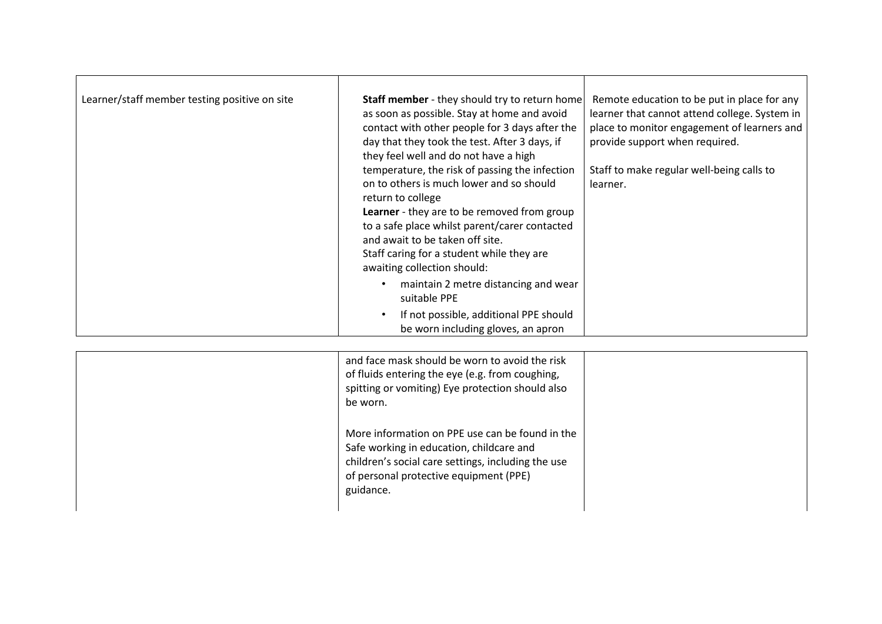| | | |
|---|---|---|
| Learner/staff member testing positive on site | **Staff member** - they should try to return home as soon as possible. Stay at home and avoid contact with other people for 3 days after the day that they took the test. After 3 days, if they feel well and do not have a high temperature, the risk of passing the infection on to others is much lower and so should return to college<br>**Learner** - they are to be removed from group to a safe place whilst parent/carer contacted and await to be taken off site.<br>Staff caring for a student while they are awaiting collection should:<br>• maintain 2 metre distancing and wear suitable PPE<br>• If not possible, additional PPE should be worn including gloves, an apron and face mask should be worn to avoid the risk of fluids entering the eye (e.g. from coughing, spitting or vomiting) Eye protection should also be worn.<br><br>More information on PPE use can be found in the Safe working in education, childcare and children's social care settings, including the use of personal protective equipment (PPE) guidance. | Remote education to be put in place for any learner that cannot attend college. System in place to monitor engagement of learners and provide support when required.<br><br>Staff to make regular well-being calls to learner. |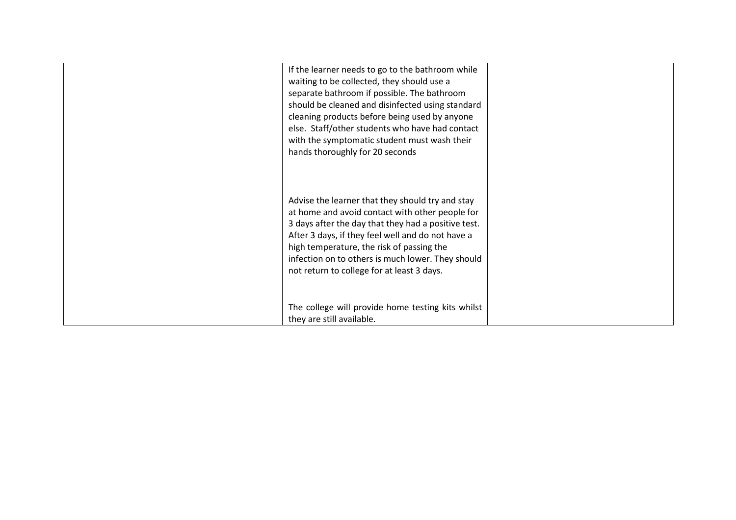|  |  |  |
|---|---|---|
|  | If the learner needs to go to the bathroom while waiting to be collected, they should use a separate bathroom if possible. The bathroom should be cleaned and disinfected using standard cleaning products before being used by anyone else. Staff/other students who have had contact with the symptomatic student must wash their hands thoroughly for 20 seconds<br><br>Advise the learner that they should try and stay at home and avoid contact with other people for 3 days after the day that they had a positive test. After 3 days, if they feel well and do not have a high temperature, the risk of passing the infection on to others is much lower. They should not return to college for at least 3 days.<br><br>The college will provide home testing kits whilst they are still available. |  |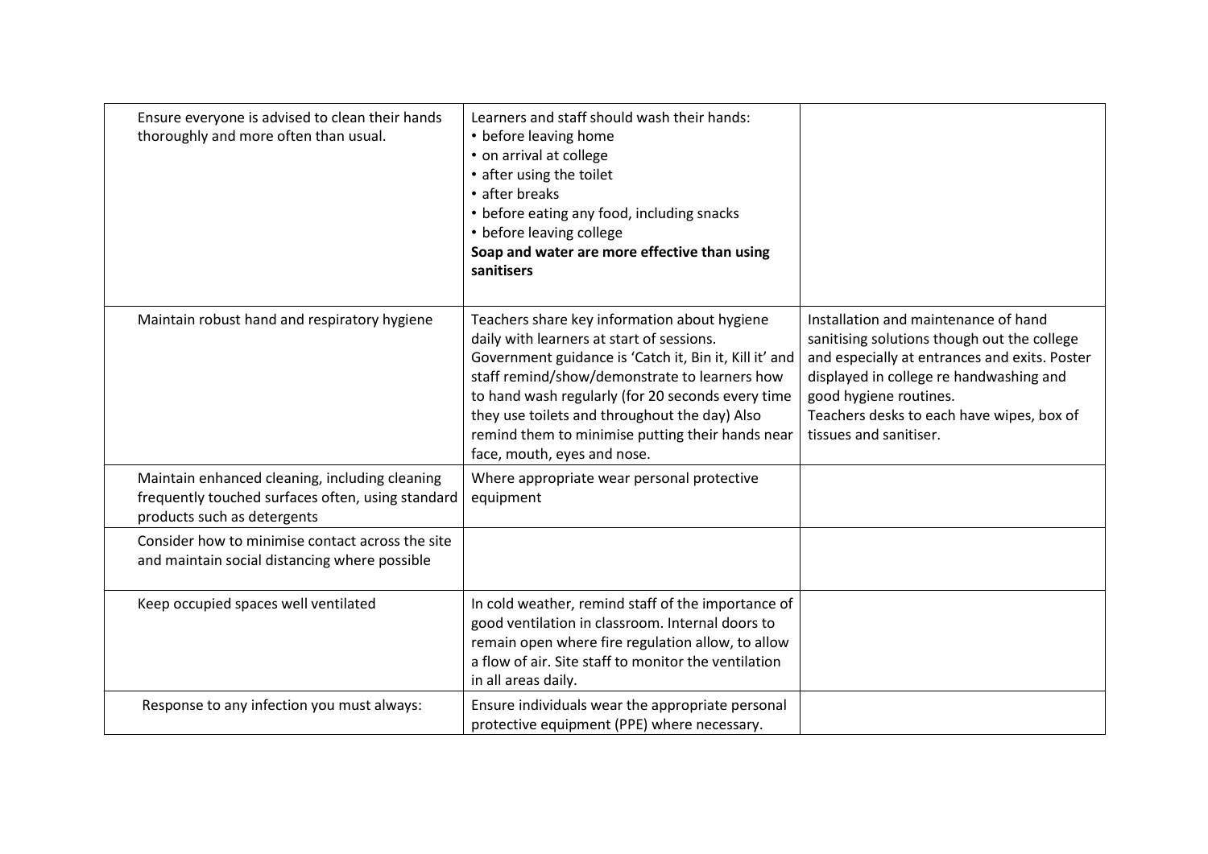| | | |
|---|---|---|
| Ensure everyone is advised to clean their hands thoroughly and more often than usual. | Learners and staff should wash their hands:<br>• before leaving home<br>• on arrival at college<br>• after using the toilet<br>• after breaks<br>• before eating any food, including snacks<br>• before leaving college<br>**Soap and water are more effective than using sanitisers** | |
| Maintain robust hand and respiratory hygiene | Teachers share key information about hygiene daily with learners at start of sessions. Government guidance is 'Catch it, Bin it, Kill it' and staff remind/show/demonstrate to learners how to hand wash regularly (for 20 seconds every time they use toilets and throughout the day) Also remind them to minimise putting their hands near face, mouth, eyes and nose. | Installation and maintenance of hand sanitising solutions though out the college and especially at entrances and exits. Poster displayed in college re handwashing and good hygiene routines.<br>Teachers desks to each have wipes, box of tissues and sanitiser. |
| Maintain enhanced cleaning, including cleaning frequently touched surfaces often, using standard products such as detergents | Where appropriate wear personal protective equipment | |
| Consider how to minimise contact across the site and maintain social distancing where possible | | |
| Keep occupied spaces well ventilated | In cold weather, remind staff of the importance of good ventilation in classroom. Internal doors to remain open where fire regulation allow, to allow a flow of air. Site staff to monitor the ventilation in all areas daily. | |
| Response to any infection you must always: | Ensure individuals wear the appropriate personal protective equipment (PPE) where necessary. | |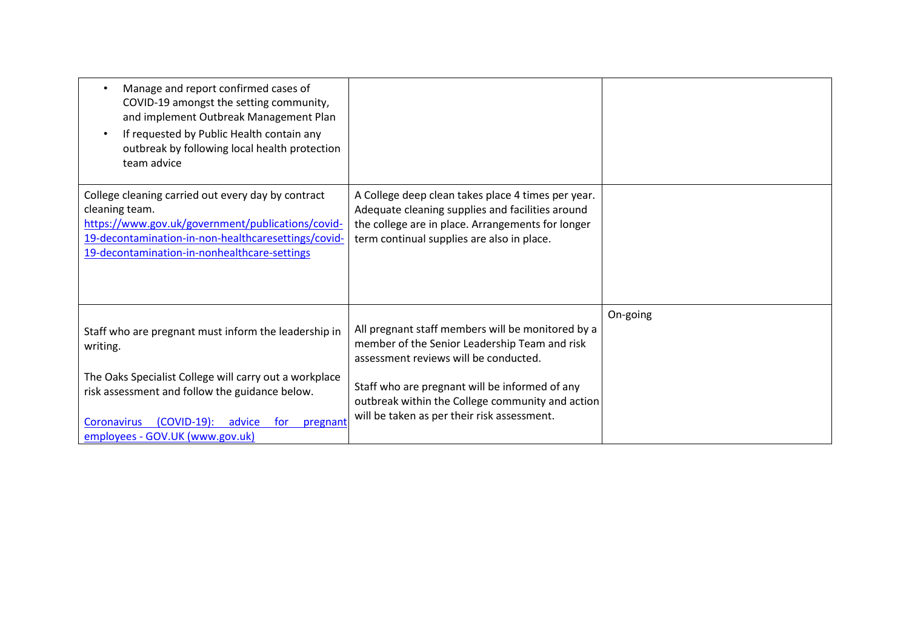| | | |
|---|---|---|
| • Manage and report confirmed cases of COVID-19 amongst the setting community, and implement Outbreak Management Plan<br>• If requested by Public Health contain any outbreak by following local health protection team advice | | |
| College cleaning carried out every day by contract cleaning team. [https://www.gov.uk/government/publications/covid-19-decontamination-in-non-healthcaresettings/covid-19-decontamination-in-nonhealthcare-settings](https://www.gov.uk/government/publications/covid-19-decontamination-in-non-healthcaresettings/covid-19-decontamination-in-nonhealthcare-settings) | A College deep clean takes place 4 times per year. Adequate cleaning supplies and facilities around the college are in place. Arrangements for longer term continual supplies are also in place. | |
| Staff who are pregnant must inform the leadership in writing.<br><br>The Oaks Specialist College will carry out a workplace risk assessment and follow the guidance below.<br><br>Coronavirus (COVID-19): advice for pregnant employees - GOV.UK (www.gov.uk) | All pregnant staff members will be monitored by a member of the Senior Leadership Team and risk assessment reviews will be conducted.<br><br>Staff who are pregnant will be informed of any outbreak within the College community and action will be taken as per their risk assessment. | On-going |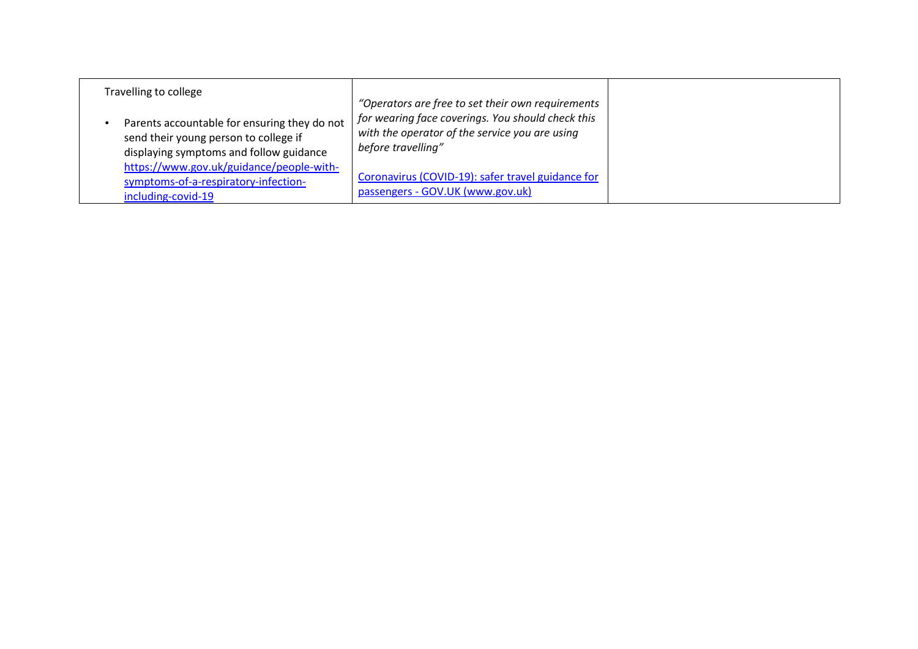| | | |
|---|---|---|
| Travelling to college<br><br>• Parents accountable for ensuring they do not send their young person to college if displaying symptoms and follow guidance [https://www.gov.uk/guidance/people-with-symptoms-of-a-respiratory-infection-including-covid-19](https://www.gov.uk/guidance/people-with-symptoms-of-a-respiratory-infection-including-covid-19) | *"Operators are free to set their own requirements for wearing face coverings. You should check this with the operator of the service you are using before travelling"*<br><br>[Coronavirus (COVID-19): safer travel guidance for passengers - GOV.UK (www.gov.uk)]() | |